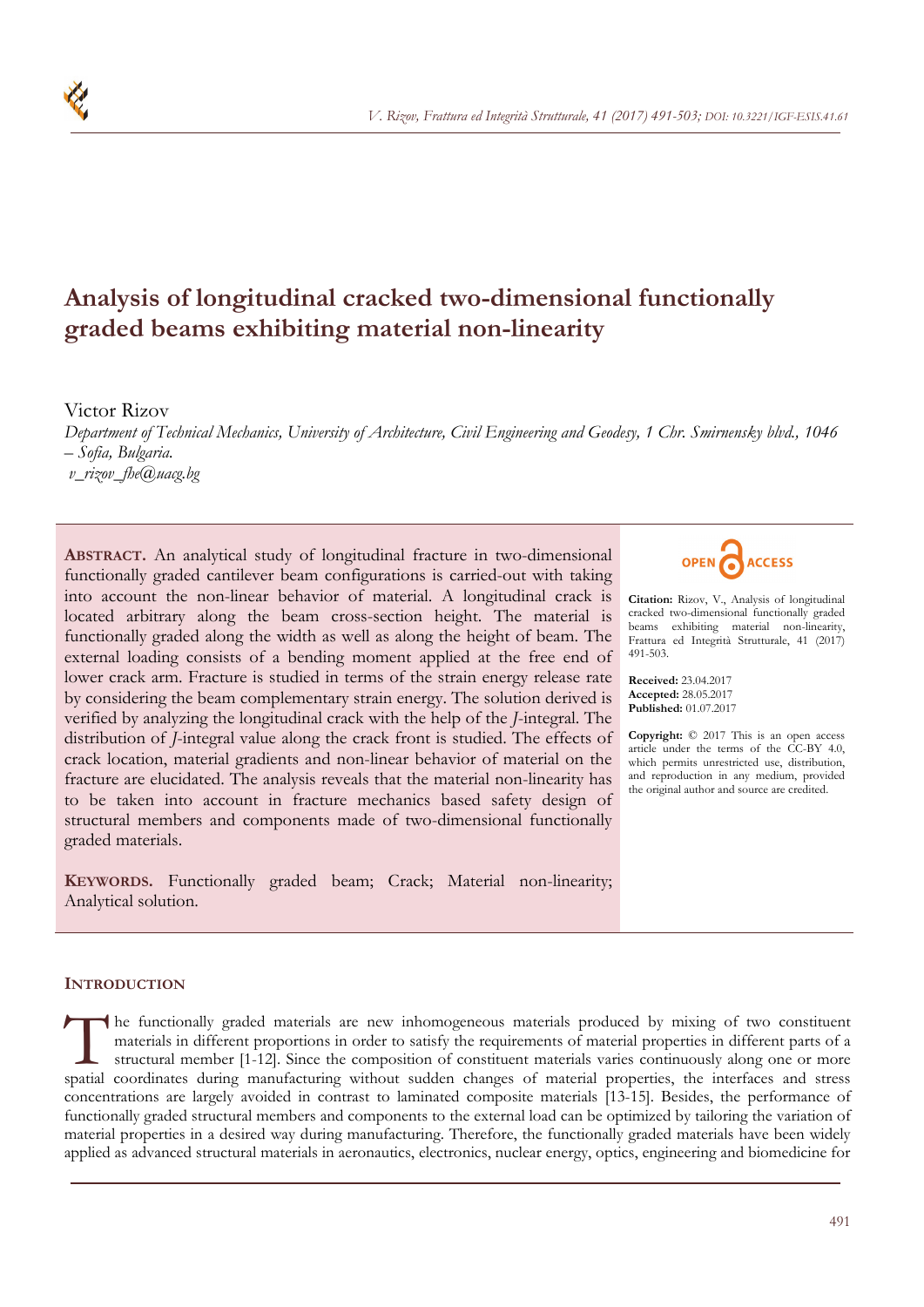# Analysis of longitudinal cracked two-dimensional functionally graded beams exhibiting material non-linearity

Victor Rizov

*Department of Technical Mechanics, University of Architecture, Civil Engineering and Geodesy, 1 Chr. Smirnensky blvd., 1046 – Sofia, Bulgaria.*

*v_rizov_fhe@uacg.bg*

**ABSTRACT.** An analytical study of longitudinal fracture in two-dimensional functionally graded cantilever beam configurations is carried-out with taking into account the non-linear behavior of material. A longitudinal crack is located arbitrary along the beam cross-section height. The material is functionally graded along the width as well as along the height of beam. The external loading consists of a bending moment applied at the free end of lower crack arm. Fracture is studied in terms of the strain energy release rate by considering the beam complementary strain energy. The solution derived is verified by analyzing the longitudinal crack with the help of the *J*-integral. The distribution of *J*-integral value along the crack front is studied. The effects of crack location, material gradients and non-linear behavior of material on the fracture are elucidated. The analysis reveals that the material non-linearity has to be taken into account in fracture mechanics based safety design of structural members and components made of two-dimensional functionally graded materials.

**KEYWORDS.** Functionally graded beam; Crack; Material non-linearity; Analytical solution.

OPEN ACCESS

**Citation:** Rizov, V., Analysis of longitudinal cracked two-dimensional functionally graded beams exhibiting material non-linearity, Frattura ed Integrità Strutturale, 41 (2017) 491-503.

**Received:** 23.04.2017
**Accepted:** 28.05.2017
**Published:** 01.07.2017

**Copyright:** © 2017 This is an open access article under the terms of the CC-BY 4.0, which permits unrestricted use, distribution, and reproduction in any medium, provided the original author and source are credited.

## INTRODUCTION

The functionally graded materials are new inhomogeneous materials produced by mixing of two constituent materials in different proportions in order to satisfy the requirements of material properties in different parts of a structural member [1-12]. Since the composition of constituent materials varies continuously along one or more spatial coordinates during manufacturing without sudden changes of material properties, the interfaces and stress concentrations are largely avoided in contrast to laminated composite materials [13-15]. Besides, the performance of functionally graded structural members and components to the external load can be optimized by tailoring the variation of material properties in a desired way during manufacturing. Therefore, the functionally graded materials have been widely applied as advanced structural materials in aeronautics, electronics, nuclear energy, optics, engineering and biomedicine for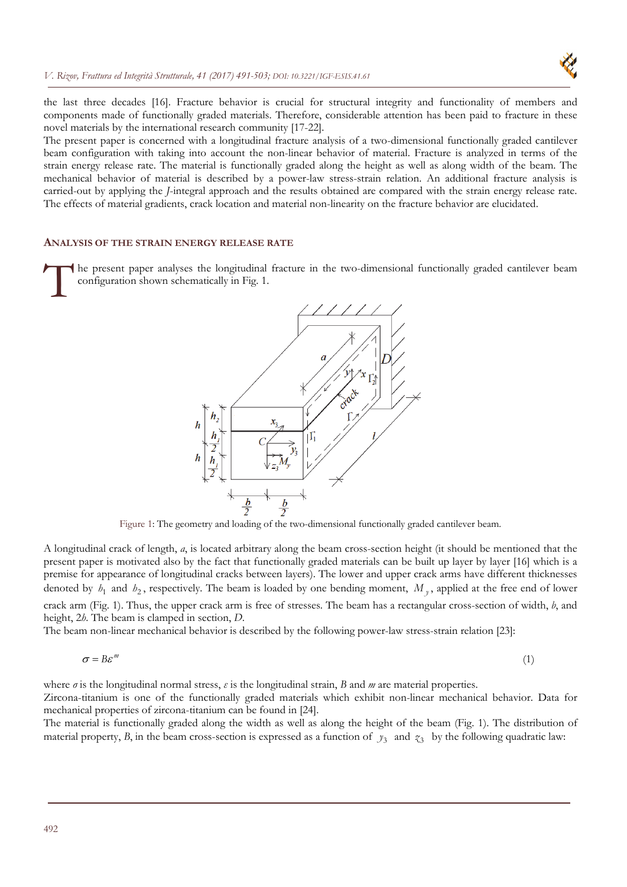the last three decades [16]. Fracture behavior is crucial for structural integrity and functionality of members and components made of functionally graded materials. Therefore, considerable attention has been paid to fracture in these novel materials by the international research community [17-22].

The present paper is concerned with a longitudinal fracture analysis of a two-dimensional functionally graded cantilever beam configuration with taking into account the non-linear behavior of material. Fracture is analyzed in terms of the strain energy release rate. The material is functionally graded along the height as well as along width of the beam. The mechanical behavior of material is described by a power-law stress-strain relation. An additional fracture analysis is carried-out by applying the *J*-integral approach and the results obtained are compared with the strain energy release rate. The effects of material gradients, crack location and material non-linearity on the fracture behavior are elucidated.

## ANALYSIS OF THE STRAIN ENERGY RELEASE RATE

The present paper analyses the longitudinal fracture in the two-dimensional functionally graded cantilever beam configuration shown schematically in Fig. 1.

Figure 1: The geometry and loading of the two-dimensional functionally graded cantilever beam.

A longitudinal crack of length, *a*, is located arbitrary along the beam cross-section height (it should be mentioned that the present paper is motivated also by the fact that functionally graded materials can be built up layer by layer [16] which is a premise for appearance of longitudinal cracks between layers). The lower and upper crack arms have different thicknesses denoted by $h_1$ and $h_2$, respectively. The beam is loaded by one bending moment, $M_y$, applied at the free end of lower crack arm (Fig. 1). Thus, the upper crack arm is free of stresses. The beam has a rectangular cross-section of width, *b*, and height, 2*h*. The beam is clamped in section, *D*.

The beam non-linear mechanical behavior is described by the following power-law stress-strain relation [23]:

$$\sigma = B\varepsilon^{m} \tag{1}$$

where $\sigma$ is the longitudinal normal stress, $\varepsilon$ is the longitudinal strain, *B* and *m* are material properties.

Zircona-titanium is one of the functionally graded materials which exhibit non-linear mechanical behavior. Data for mechanical properties of zircona-titanium can be found in [24].

The material is functionally graded along the width as well as along the height of the beam (Fig. 1). The distribution of material property, *B*, in the beam cross-section is expressed as a function of $y_3$ and $z_3$ by the following quadratic law: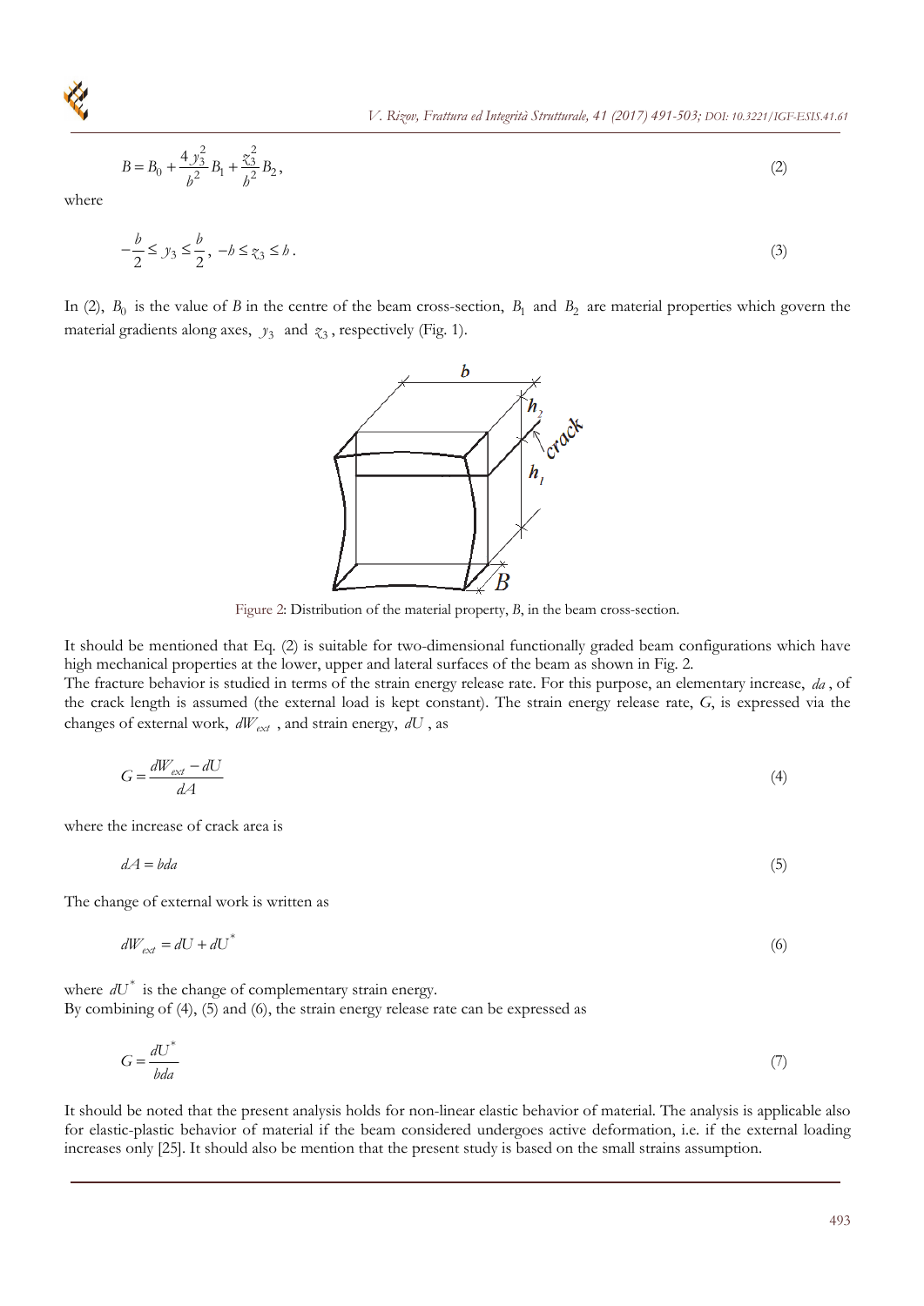$$B = B_0 + \frac{4\,y_3^2}{b^2}B_1 + \frac{z_3^2}{h^2}B_2, \tag{2}$$

where

$$-\frac{b}{2} \le y_3 \le \frac{b}{2},\ -h \le z_3 \le h. \tag{3}$$

In (2), $B_0$ is the value of $B$ in the centre of the beam cross-section, $B_1$ and $B_2$ are material properties which govern the material gradients along axes, $y_3$ and $z_3$, respectively (Fig. 1).

Figure 2: Distribution of the material property, $B$, in the beam cross-section.

It should be mentioned that Eq. (2) is suitable for two-dimensional functionally graded beam configurations which have high mechanical properties at the lower, upper and lateral surfaces of the beam as shown in Fig. 2.

The fracture behavior is studied in terms of the strain energy release rate. For this purpose, an elementary increase, $da$, of the crack length is assumed (the external load is kept constant). The strain energy release rate, $G$, is expressed via the changes of external work, $dW_{ext}$, and strain energy, $dU$, as

$$G = \frac{dW_{ext} - dU}{dA} \tag{4}$$

where the increase of crack area is

$$dA = bda \tag{5}$$

The change of external work is written as

$$dW_{ext} = dU + dU^* \tag{6}$$

where $dU^*$ is the change of complementary strain energy.

By combining of (4), (5) and (6), the strain energy release rate can be expressed as

$$G = \frac{dU^*}{bda} \tag{7}$$

It should be noted that the present analysis holds for non-linear elastic behavior of material. The analysis is applicable also for elastic-plastic behavior of material if the beam considered undergoes active deformation, i.e. if the external loading increases only [25]. It should also be mention that the present study is based on the small strains assumption.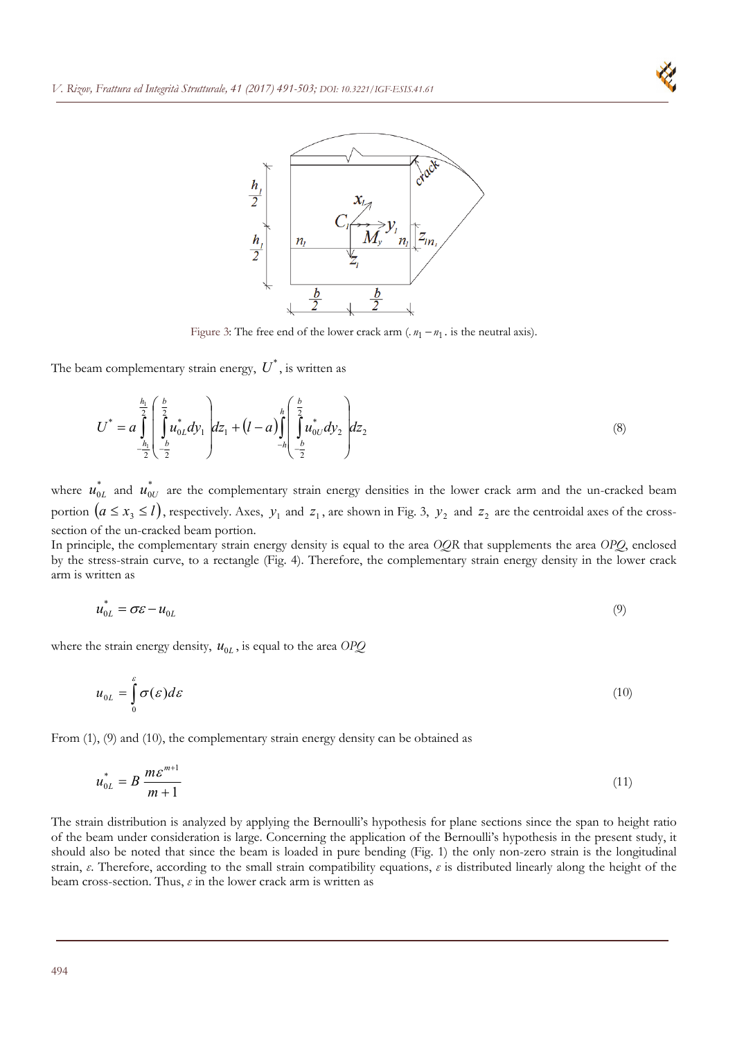Figure 3: The free end of the lower crack arm ( $n_1 - n_1$ is the neutral axis).

The beam complementary strain energy, $U^*$, is written as

$$U^* = a \int_{-\frac{h_1}{2}}^{\frac{h_1}{2}} \left( \int_{-\frac{b}{2}}^{\frac{b}{2}} u_{0L}^* dy_1 \right) dz_1 + (l-a) \int_{-h}^{h} \left( \int_{-\frac{b}{2}}^{\frac{b}{2}} u_{0U}^* dy_2 \right) dz_2 \tag{8}$$

where $u_{0L}^*$ and $u_{0U}^*$ are the complementary strain energy densities in the lower crack arm and the un-cracked beam portion $(a \le x_3 \le l)$, respectively. Axes, $y_1$ and $z_1$, are shown in Fig. 3, $y_2$ and $z_2$ are the centroidal axes of the cross-section of the un-cracked beam portion.

In principle, the complementary strain energy density is equal to the area *OQR* that supplements the area *OPQ*, enclosed by the stress-strain curve, to a rectangle (Fig. 4). Therefore, the complementary strain energy density in the lower crack arm is written as

$$u_{0L}^* = \sigma\varepsilon - u_{0L} \tag{9}$$

where the strain energy density, $u_{0L}$, is equal to the area *OPQ*

$$u_{0L} = \int_0^{\varepsilon} \sigma(\varepsilon) d\varepsilon \tag{10}$$

From (1), (9) and (10), the complementary strain energy density can be obtained as

$$u_{0L}^* = B \frac{m\varepsilon^{m+1}}{m+1} \tag{11}$$

The strain distribution is analyzed by applying the Bernoulli's hypothesis for plane sections since the span to height ratio of the beam under consideration is large. Concerning the application of the Bernoulli's hypothesis in the present study, it should also be noted that since the beam is loaded in pure bending (Fig. 1) the only non-zero strain is the longitudinal strain, $\varepsilon$. Therefore, according to the small strain compatibility equations, $\varepsilon$ is distributed linearly along the height of the beam cross-section. Thus, $\varepsilon$ in the lower crack arm is written as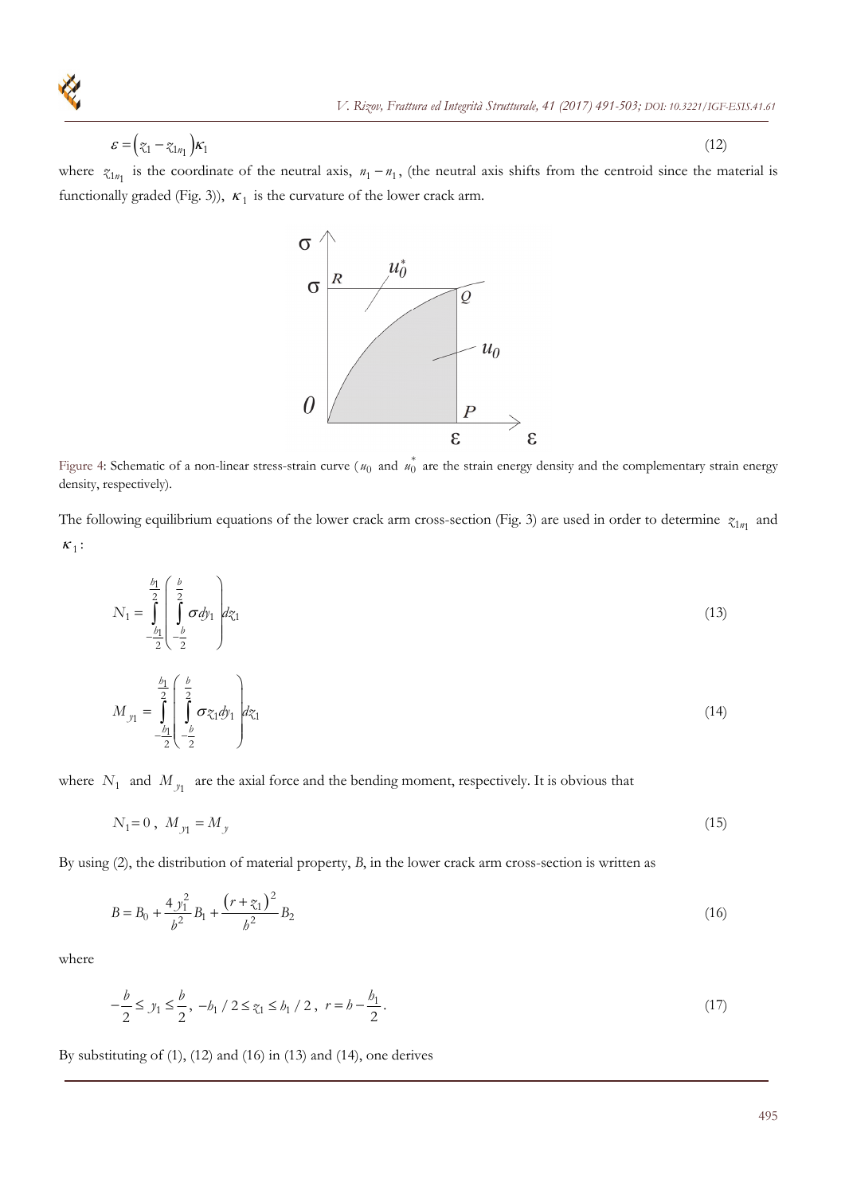$$\varepsilon = \left(z_1 - z_{1n_1}\right)\kappa_1 \tag{12}$$

where $z_{1n_1}$ is the coordinate of the neutral axis, $n_1 - n_1$, (the neutral axis shifts from the centroid since the material is functionally graded (Fig. 3)), $\kappa_1$ is the curvature of the lower crack arm.

Figure 4: Schematic of a non-linear stress-strain curve ($u_0$ and $u_0^*$ are the strain energy density and the complementary strain energy density, respectively).

The following equilibrium equations of the lower crack arm cross-section (Fig. 3) are used in order to determine $z_{1n_1}$ and $\kappa_1$:

$$N_1 = \int_{-\frac{h_1}{2}}^{\frac{h_1}{2}} \left( \int_{-\frac{b}{2}}^{\frac{b}{2}} \sigma dy_1 \right) dz_1 \tag{13}$$

$$M_{y1} = \int_{-\frac{h_1}{2}}^{\frac{h_1}{2}} \left( \int_{-\frac{b}{2}}^{\frac{b}{2}} \sigma z_1 dy_1 \right) dz_1 \tag{14}$$

where $N_1$ and $M_{y1}$ are the axial force and the bending moment, respectively. It is obvious that

$$N_1 = 0 \,, \; M_{y1} = M_y \tag{15}$$

By using (2), the distribution of material property, $B$, in the lower crack arm cross-section is written as

$$B = B_0 + \frac{4\,y_1^2}{b^2} B_1 + \frac{\left(r + z_1\right)^2}{h^2} B_2 \tag{16}$$

where

$$-\frac{b}{2} \leq y_1 \leq \frac{b}{2} \,, \; -h_1/2 \leq z_1 \leq h_1/2 \,, \; r = h - \frac{h_1}{2}. \tag{17}$$

By substituting of (1), (12) and (16) in (13) and (14), one derives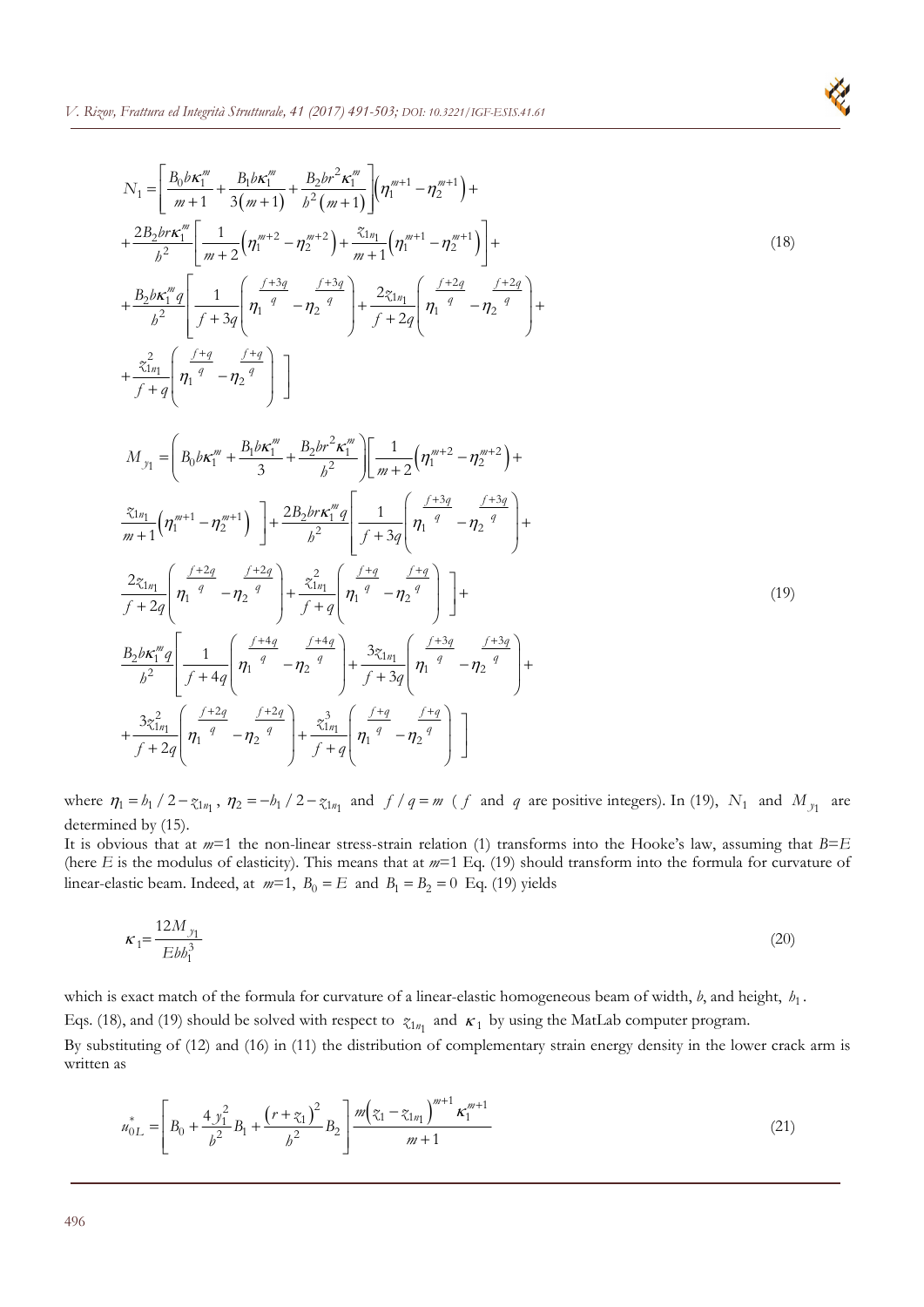$$N_1 = \left[ \frac{B_0 b \kappa_1^m}{m+1} + \frac{B_1 b \kappa_1^m}{3(m+1)} + \frac{B_2 b r^2 \kappa_1^m}{h^2 (m+1)} \right] \left( \eta_1^{m+1} - \eta_2^{m+1} \right) +$$

$$+ \frac{2 B_2 b r \kappa_1^m}{h^2} \left[ \frac{1}{m+2} \left( \eta_1^{m+2} - \eta_2^{m+2} \right) + \frac{z_{1n_1}}{m+1} \left( \eta_1^{m+1} - \eta_2^{m+1} \right) \right] +$$

$$+ \frac{B_2 b \kappa_1^m q}{h^2} \left[ \frac{1}{f+3q} \left( \eta_1^{\frac{f+3q}{q}} - \eta_2^{\frac{f+3q}{q}} \right) + \frac{2 z_{1n_1}}{f+2q} \left( \eta_1^{\frac{f+2q}{q}} - \eta_2^{\frac{f+2q}{q}} \right) + \right.$$

$$\left. + \frac{z_{1n_1}^2}{f+q} \left( \eta_1^{\frac{f+q}{q}} - \eta_2^{\frac{f+q}{q}} \right) \right] \tag{18}$$

$$M_{y1} = \left( B_0 b \kappa_1^m + \frac{B_1 b \kappa_1^m}{3} + \frac{B_2 b r^2 \kappa_1^m}{h^2} \right) \left[ \frac{1}{m+2} \left( \eta_1^{m+2} - \eta_2^{m+2} \right) + \right.$$

$$\left. \frac{z_{1n_1}}{m+1} \left( \eta_1^{m+1} - \eta_2^{m+1} \right) \right] + \frac{2 B_2 b r \kappa_1^m q}{h^2} \left[ \frac{1}{f+3q} \left( \eta_1^{\frac{f+3q}{q}} - \eta_2^{\frac{f+3q}{q}} \right) + \right.$$

$$\left. \frac{2 z_{1n_1}}{f+2q} \left( \eta_1^{\frac{f+2q}{q}} - \eta_2^{\frac{f+2q}{q}} \right) + \frac{z_{1n_1}^2}{f+q} \left( \eta_1^{\frac{f+q}{q}} - \eta_2^{\frac{f+q}{q}} \right) \right] +$$

$$\frac{B_2 b \kappa_1^m q}{h^2} \left[ \frac{1}{f+4q} \left( \eta_1^{\frac{f+4q}{q}} - \eta_2^{\frac{f+4q}{q}} \right) + \frac{3 z_{1n_1}}{f+3q} \left( \eta_1^{\frac{f+3q}{q}} - \eta_2^{\frac{f+3q}{q}} \right) + \right.$$

$$\left. + \frac{3 z_{1n_1}^2}{f+2q} \left( \eta_1^{\frac{f+2q}{q}} - \eta_2^{\frac{f+2q}{q}} \right) + \frac{z_{1n_1}^3}{f+q} \left( \eta_1^{\frac{f+q}{q}} - \eta_2^{\frac{f+q}{q}} \right) \right] \tag{19}$$

where $\eta_1 = h_1/2 - z_{1n_1}$, $\eta_2 = -h_1/2 - z_{1n_1}$ and $f/q = m$ ($f$ and $q$ are positive integers). In (19), $N_1$ and $M_{y1}$ are determined by (15).

It is obvious that at $m$=1 the non-linear stress-strain relation (1) transforms into the Hooke's law, assuming that $B$=$E$ (here $E$ is the modulus of elasticity). This means that at $m$=1 Eq. (19) should transform into the formula for curvature of linear-elastic beam. Indeed, at $m$=1, $B_0 = E$ and $B_1 = B_2 = 0$ Eq. (19) yields

$$\kappa_1 = \frac{12 M_{y1}}{E b h_1^3} \tag{20}$$

which is exact match of the formula for curvature of a linear-elastic homogeneous beam of width, $b$, and height, $h_1$.

Eqs. (18), and (19) should be solved with respect to $z_{1n_1}$ and $\kappa_1$ by using the MatLab computer program.

By substituting of (12) and (16) in (11) the distribution of complementary strain energy density in the lower crack arm is written as

$$u_{0L}^* = \left[ B_0 + \frac{4 y_1^2}{b^2} B_1 + \frac{(r + z_1)^2}{h^2} B_2 \right] \frac{m \left( z_1 - z_{1n_1} \right)^{m+1} \kappa_1^{m+1}}{m+1} \tag{21}$$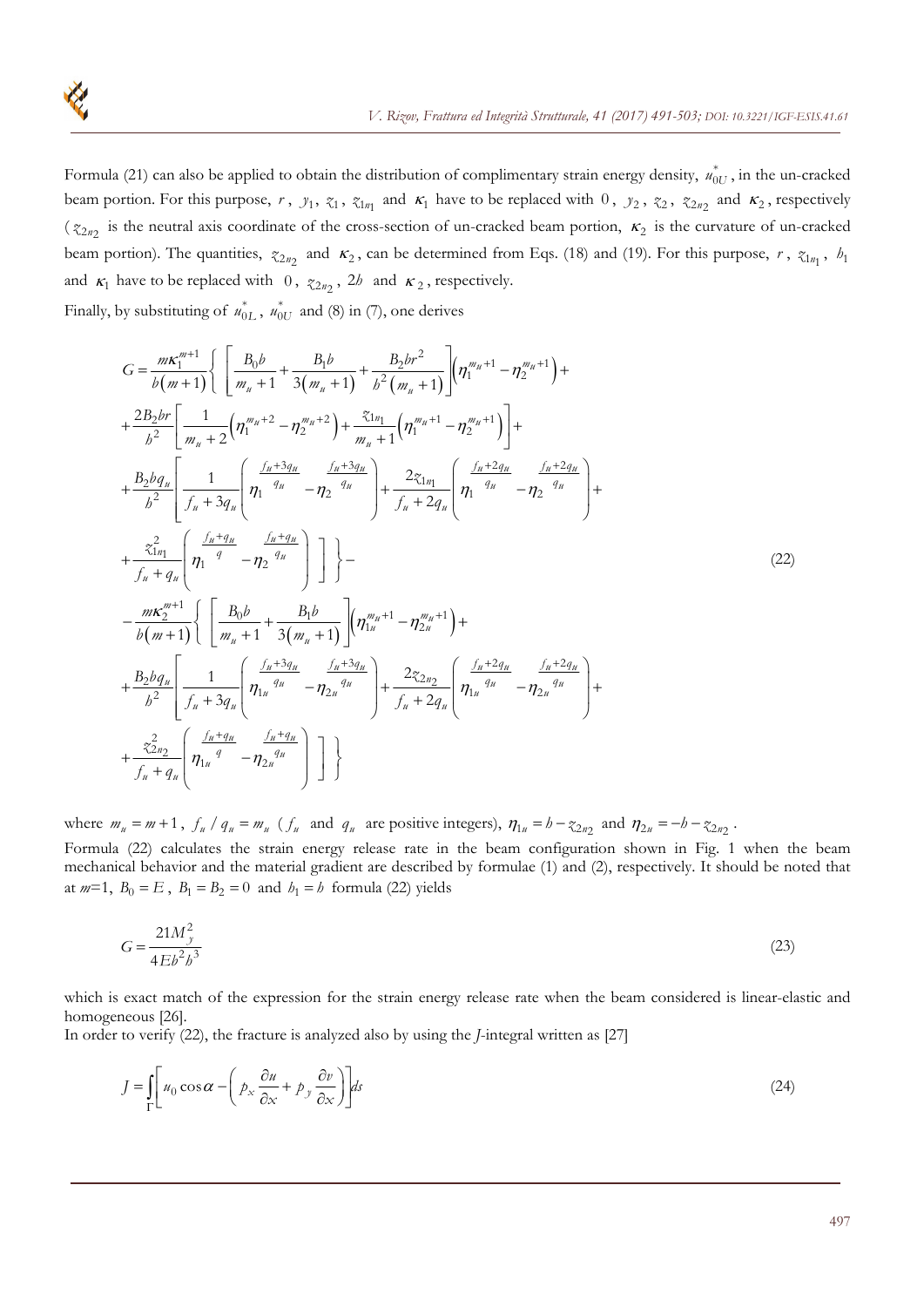Formula (21) can also be applied to obtain the distribution of complimentary strain energy density, $u_{0U}^{*}$, in the un-cracked beam portion. For this purpose, $r$, $y_1$, $z_1$, $z_{1n_1}$ and $\kappa_1$ have to be replaced with $0$, $y_2$, $z_2$, $z_{2n_2}$ and $\kappa_2$, respectively ($z_{2n_2}$ is the neutral axis coordinate of the cross-section of un-cracked beam portion, $\kappa_2$ is the curvature of un-cracked beam portion). The quantities, $z_{2n_2}$ and $\kappa_2$, can be determined from Eqs. (18) and (19). For this purpose, $r$, $z_{1n_1}$, $b_1$ and $\kappa_1$ have to be replaced with $0$, $z_{2n_2}$, $2h$ and $\kappa_2$, respectively.

Finally, by substituting of $u_{0L}^{*}$, $u_{0U}^{*}$ and (8) in (7), one derives

$$
\begin{aligned}
G = & \frac{m\kappa_1^{m+1}}{b(m+1)}\left\{ \left[ \frac{B_0 b}{m_u+1} + \frac{B_1 b}{3(m_u+1)} + \frac{B_2 b r^2}{h^2(m_u+1)} \right]\left(\eta_1^{m_u+1} - \eta_2^{m_u+1}\right) + \right. \\
& + \frac{2B_2 b r}{h^2}\left[ \frac{1}{m_u+2}\left(\eta_1^{m_u+2} - \eta_2^{m_u+2}\right) + \frac{z_{1n_1}}{m_u+1}\left(\eta_1^{m_u+1} - \eta_2^{m_u+1}\right) \right] + \\
& + \frac{B_2 b q_u}{h^2}\left[ \frac{1}{f_u+3q_u}\left( \eta_1^{\frac{f_u+3q_u}{q_u}} - \eta_2^{\frac{f_u+3q_u}{q_u}} \right) + \frac{2z_{1n_1}}{f_u+2q_u}\left( \eta_1^{\frac{f_u+2q_u}{q_u}} - \eta_2^{\frac{f_u+2q_u}{q_u}} \right) + \right. \\
& \left.\left. + \frac{z_{1n_1}^2}{f_u+q_u}\left( \eta_1^{\frac{f_u+q_u}{q}} - \eta_2^{\frac{f_u+q_u}{q_u}} \right) \right] \right\} - \\
& - \frac{m\kappa_2^{m+1}}{b(m+1)}\left\{ \left[ \frac{B_0 b}{m_u+1} + \frac{B_1 b}{3(m_u+1)} \right]\left(\eta_{1u}^{m_u+1} - \eta_{2u}^{m_u+1}\right) + \right. \\
& + \frac{B_2 b q_u}{h^2}\left[ \frac{1}{f_u+3q_u}\left( \eta_{1u}^{\frac{f_u+3q_u}{q_u}} - \eta_{2u}^{\frac{f_u+3q_u}{q_u}} \right) + \frac{2z_{2n_2}}{f_u+2q_u}\left( \eta_{1u}^{\frac{f_u+2q_u}{q_u}} - \eta_{2u}^{\frac{f_u+2q_u}{q_u}} \right) + \right. \\
& \left.\left. + \frac{z_{2n_2}^2}{f_u+q_u}\left( \eta_{1u}^{\frac{f_u+q_u}{q}} - \eta_{2u}^{\frac{f_u+q_u}{q_u}} \right) \right] \right\}
\end{aligned}
\tag{22}
$$

where $m_u = m+1$, $f_u / q_u = m_u$ ($f_u$ and $q_u$ are positive integers), $\eta_{1u} = h - z_{2n_2}$ and $\eta_{2u} = -h - z_{2n_2}$.

Formula (22) calculates the strain energy release rate in the beam configuration shown in Fig. 1 when the beam mechanical behavior and the material gradient are described by formulae (1) and (2), respectively. It should be noted that at $m$=1, $B_0 = E$, $B_1 = B_2 = 0$ and $b_1 = h$ formula (22) yields

$$
G = \frac{21 M_y^2}{4 E b^2 h^3}
\tag{23}
$$

which is exact match of the expression for the strain energy release rate when the beam considered is linear-elastic and homogeneous [26].

In order to verify (22), the fracture is analyzed also by using the $J$-integral written as [27]

$$
J = \int_{\Gamma} \left[ u_0 \cos\alpha - \left( p_x \frac{\partial u}{\partial x} + p_y \frac{\partial v}{\partial x} \right) \right] ds
\tag{24}
$$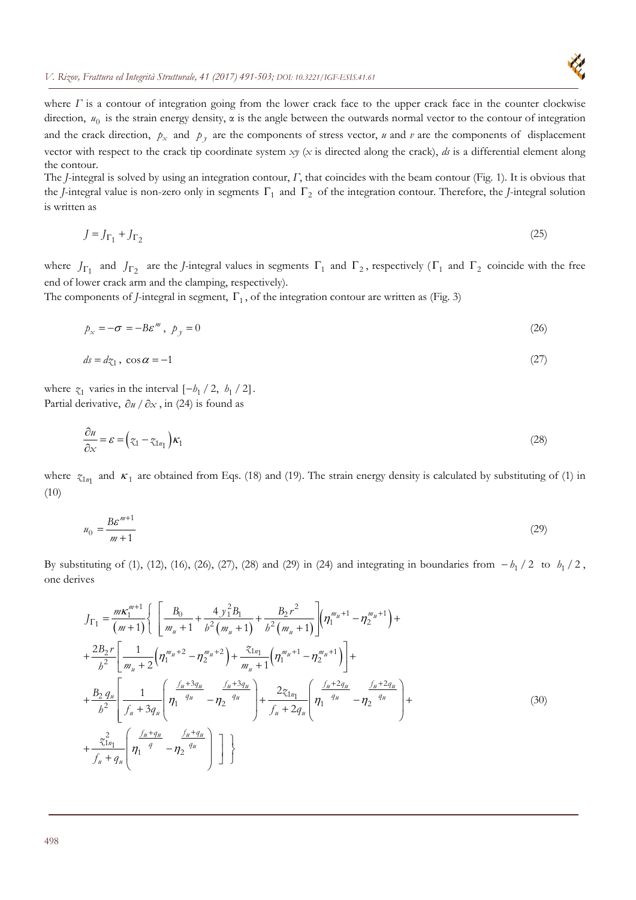where $\Gamma$ is a contour of integration going from the lower crack face to the upper crack face in the counter clockwise direction, $u_0$ is the strain energy density, $\alpha$ is the angle between the outwards normal vector to the contour of integration and the crack direction, $p_x$ and $p_y$ are the components of stress vector, $u$ and $v$ are the components of displacement vector with respect to the crack tip coordinate system $xy$ ($x$ is directed along the crack), $ds$ is a differential element along the contour.

The *J*-integral is solved by using an integration contour, $\Gamma$, that coincides with the beam contour (Fig. 1). It is obvious that the *J*-integral value is non-zero only in segments $\Gamma_1$ and $\Gamma_2$ of the integration contour. Therefore, the *J*-integral solution is written as

$$J = J_{\Gamma_1} + J_{\Gamma_2} \tag{25}$$

where $J_{\Gamma_1}$ and $J_{\Gamma_2}$ are the *J*-integral values in segments $\Gamma_1$ and $\Gamma_2$, respectively ($\Gamma_1$ and $\Gamma_2$ coincide with the free end of lower crack arm and the clamping, respectively).

The components of *J*-integral in segment, $\Gamma_1$, of the integration contour are written as (Fig. 3)

$$p_x = -\sigma = -B\varepsilon^m, \; p_y = 0 \tag{26}$$

$$ds = dz_1, \; \cos\alpha = -1 \tag{27}$$

where $z_1$ varies in the interval $[-b_1/2, \; b_1/2]$.

Partial derivative, $\partial u / \partial x$, in (24) is found as

$$\frac{\partial u}{\partial x} = \varepsilon = \left(z_1 - z_{1n_1}\right)\kappa_1 \tag{28}$$

where $z_{1n_1}$ and $\kappa_1$ are obtained from Eqs. (18) and (19). The strain energy density is calculated by substituting of (1) in (10)

$$u_0 = \frac{B\varepsilon^{m+1}}{m+1} \tag{29}$$

By substituting of (1), (12), (16), (26), (27), (28) and (29) in (24) and integrating in boundaries from $-b_1/2$ to $b_1/2$, one derives

$$\begin{aligned}
J_{\Gamma_1} = \frac{m\kappa_1^{m+1}}{(m+1)} \Bigg\{ & \left[ \frac{B_0}{m_u+1} + \frac{4\,y_1^2 B_1}{b^2(m_u+1)} + \frac{B_2 r^2}{b^2(m_u+1)} \right]\left(\eta_1^{m_u+1} - \eta_2^{m_u+1}\right) + \\
& + \frac{2B_2 r}{b^2}\left[ \frac{1}{m_u+2}\left(\eta_1^{m_u+2} - \eta_2^{m_u+2}\right) + \frac{z_{1n_1}}{m_u+1}\left(\eta_1^{m_u+1} - \eta_2^{m_u+1}\right) \right] + \\
& + \frac{B_2\, q_u}{b^2}\left[ \frac{1}{f_u+3q_u}\left( \eta_1^{\frac{f_u+3q_u}{q_u}} - \eta_2^{\frac{f_u+3q_u}{q_u}} \right) + \frac{2z_{1n_1}}{f_u+2q_u}\left( \eta_1^{\frac{f_u+2q_u}{q_u}} - \eta_2^{\frac{f_u+2q_u}{q_u}} \right) + \right. \\
& \left. + \frac{z_{1n_1}^2}{f_u+q_u}\left( \eta_1^{\frac{f_u+q_u}{q}} - \eta_2^{\frac{f_u+q_u}{q_u}} \right) \right] \Bigg\}
\end{aligned} \tag{30}$$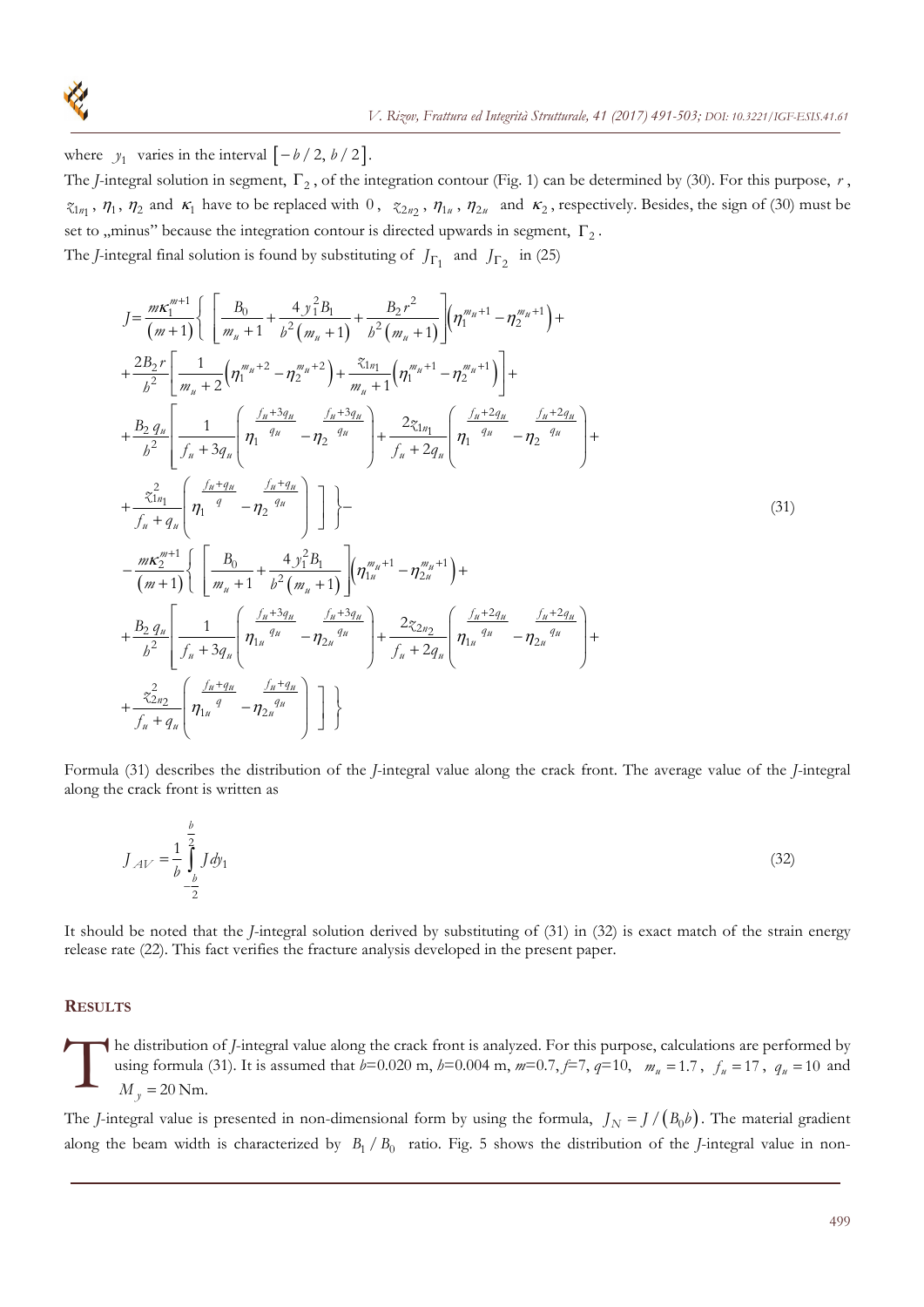where $y_1$ varies in the interval $\left[-b/2, b/2\right]$.

The *J*-integral solution in segment, $\Gamma_2$, of the integration contour (Fig. 1) can be determined by (30). For this purpose, $r$, $z_{1n_1}$, $\eta_1$, $\eta_2$ and $\kappa_1$ have to be replaced with $0$, $z_{2n_2}$, $\eta_{1u}$, $\eta_{2u}$ and $\kappa_2$, respectively. Besides, the sign of (30) must be set to „minus" because the integration contour is directed upwards in segment, $\Gamma_2$.

The *J*-integral final solution is found by substituting of $J_{\Gamma_1}$ and $J_{\Gamma_2}$ in (25)

$$
\begin{aligned}
J = & \frac{m\kappa_1^{m+1}}{(m+1)}\left\{ \left[ \frac{B_0}{m_u+1} + \frac{4y_1^2 B_1}{b^2(m_u+1)} + \frac{B_2 r^2}{h^2(m_u+1)} \right]\left(\eta_1^{m_u+1} - \eta_2^{m_u+1}\right) + \right. \\
& + \frac{2B_2 r}{h^2}\left[ \frac{1}{m_u+2}\left(\eta_1^{m_u+2} - \eta_2^{m_u+2}\right) + \frac{z_{1n_1}}{m_u+1}\left(\eta_1^{m_u+1} - \eta_2^{m_u+1}\right)\right] + \\
& + \frac{B_2 q_u}{h^2}\left[ \frac{1}{f_u+3q_u}\left( \eta_1^{\frac{f_u+3q_u}{q_u}} - \eta_2^{\frac{f_u+3q_u}{q_u}} \right) + \frac{2z_{1n_1}}{f_u+2q_u}\left( \eta_1^{\frac{f_u+2q_u}{q_u}} - \eta_2^{\frac{f_u+2q_u}{q_u}} \right) + \right. \\
& \left.\left. + \frac{z_{1n_1}^2}{f_u+q_u}\left( \eta_1^{\frac{f_u+q_u}{q}} - \eta_2^{\frac{f_u+q_u}{q_u}} \right) \right] \right\} - \\
& - \frac{m\kappa_2^{m+1}}{(m+1)}\left\{ \left[ \frac{B_0}{m_u+1} + \frac{4y_1^2 B_1}{b^2(m_u+1)} \right]\left(\eta_{1u}^{m_u+1} - \eta_{2u}^{m_u+1}\right) + \right. \\
& + \frac{B_2 q_u}{h^2}\left[ \frac{1}{f_u+3q_u}\left( \eta_{1u}^{\frac{f_u+3q_u}{q_u}} - \eta_{2u}^{\frac{f_u+3q_u}{q_u}} \right) + \frac{2z_{2n_2}}{f_u+2q_u}\left( \eta_{1u}^{\frac{f_u+2q_u}{q_u}} - \eta_{2u}^{\frac{f_u+2q_u}{q_u}} \right) + \right. \\
& \left.\left. + \frac{z_{2n_2}^2}{f_u+q_u}\left( \eta_{1u}^{\frac{f_u+q_u}{q}} - \eta_{2u}^{\frac{f_u+q_u}{q_u}} \right) \right] \right\}
\end{aligned}
\tag{31}
$$

Formula (31) describes the distribution of the *J*-integral value along the crack front. The average value of the *J*-integral along the crack front is written as

$$
J_{AV} = \frac{1}{b}\int_{-\frac{b}{2}}^{\frac{b}{2}} J dy_1 \tag{32}
$$

It should be noted that the *J*-integral solution derived by substituting of (31) in (32) is exact match of the strain energy release rate (22). This fact verifies the fracture analysis developed in the present paper.

## RESULTS

The distribution of *J*-integral value along the crack front is analyzed. For this purpose, calculations are performed by using formula (31). It is assumed that $b$=0.020 m, $h$=0.004 m, $m$=0.7, $f$=7, $q$=10, $m_u = 1.7$, $f_u = 17$, $q_u = 10$ and $M_y = 20$ Nm.

The *J*-integral value is presented in non-dimensional form by using the formula, $J_N = J/(B_0 b)$. The material gradient along the beam width is characterized by $B_1/B_0$ ratio. Fig. 5 shows the distribution of the *J*-integral value in non-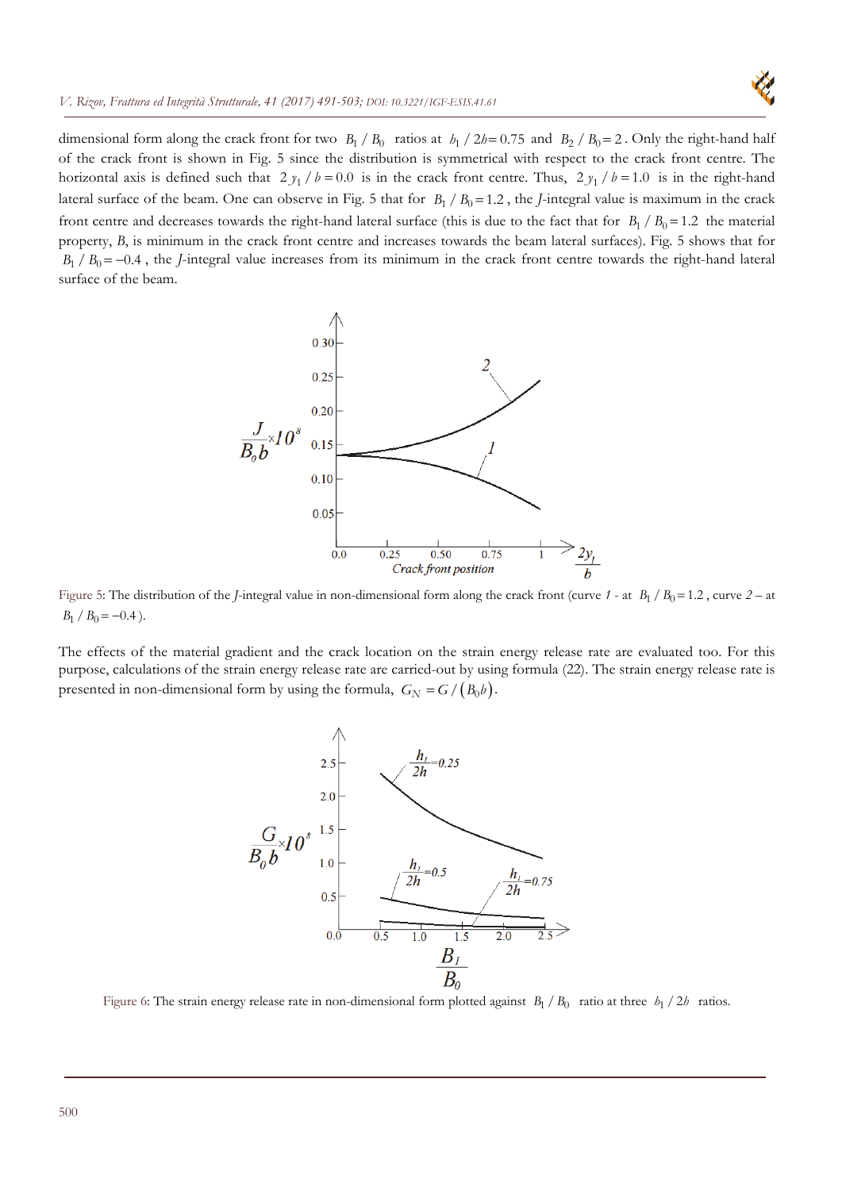dimensional form along the crack front for two $B_1 / B_0$ ratios at $h_1 / 2h = 0.75$ and $B_2 / B_0 = 2$. Only the right-hand half of the crack front is shown in Fig. 5 since the distribution is symmetrical with respect to the crack front centre. The horizontal axis is defined such that $2y_1 / b = 0.0$ is in the crack front centre. Thus, $2y_1 / b = 1.0$ is in the right-hand lateral surface of the beam. One can observe in Fig. 5 that for $B_1 / B_0 = 1.2$, the *J*-integral value is maximum in the crack front centre and decreases towards the right-hand lateral surface (this is due to the fact that for $B_1 / B_0 = 1.2$ the material property, *B*, is minimum in the crack front centre and increases towards the beam lateral surfaces). Fig. 5 shows that for $B_1 / B_0 = -0.4$, the *J*-integral value increases from its minimum in the crack front centre towards the right-hand lateral surface of the beam.

Figure 5: The distribution of the *J*-integral value in non-dimensional form along the crack front (curve *1* - at $B_1 / B_0 = 1.2$, curve *2* – at $B_1 / B_0 = -0.4$).

The effects of the material gradient and the crack location on the strain energy release rate are evaluated too. For this purpose, calculations of the strain energy release rate are carried-out by using formula (22). The strain energy release rate is presented in non-dimensional form by using the formula, $G_N = G / (B_0 b)$.

Figure 6: The strain energy release rate in non-dimensional form plotted against $B_1 / B_0$ ratio at three $h_1 / 2h$ ratios.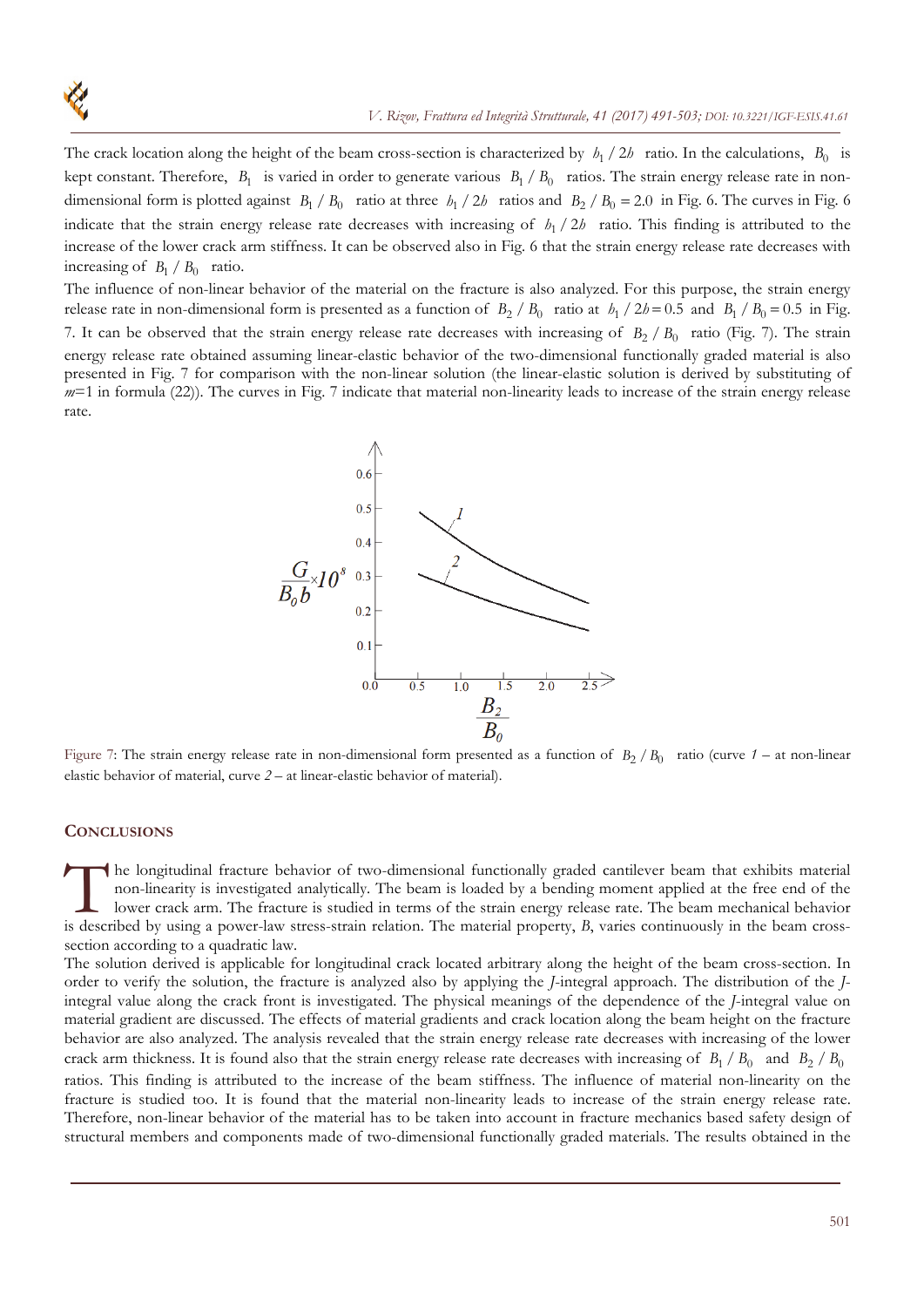The crack location along the height of the beam cross-section is characterized by $h_1 / 2h$ ratio. In the calculations, $B_0$ is kept constant. Therefore, $B_1$ is varied in order to generate various $B_1 / B_0$ ratios. The strain energy release rate in non-dimensional form is plotted against $B_1 / B_0$ ratio at three $h_1 / 2h$ ratios and $B_2 / B_0 = 2.0$ in Fig. 6. The curves in Fig. 6 indicate that the strain energy release rate decreases with increasing of $h_1 / 2h$ ratio. This finding is attributed to the increase of the lower crack arm stiffness. It can be observed also in Fig. 6 that the strain energy release rate decreases with increasing of $B_1 / B_0$ ratio.

The influence of non-linear behavior of the material on the fracture is also analyzed. For this purpose, the strain energy release rate in non-dimensional form is presented as a function of $B_2 / B_0$ ratio at $h_1 / 2h = 0.5$ and $B_1 / B_0 = 0.5$ in Fig. 7. It can be observed that the strain energy release rate decreases with increasing of $B_2 / B_0$ ratio (Fig. 7). The strain energy release rate obtained assuming linear-elastic behavior of the two-dimensional functionally graded material is also presented in Fig. 7 for comparison with the non-linear solution (the linear-elastic solution is derived by substituting of $m$=1 in formula (22)). The curves in Fig. 7 indicate that material non-linearity leads to increase of the strain energy release rate.

Figure 7: The strain energy release rate in non-dimensional form presented as a function of $B_2 / B_0$ ratio (curve *1* – at non-linear elastic behavior of material, curve *2* – at linear-elastic behavior of material).

## Conclusions

The longitudinal fracture behavior of two-dimensional functionally graded cantilever beam that exhibits material non-linearity is investigated analytically. The beam is loaded by a bending moment applied at the free end of the lower crack arm. The fracture is studied in terms of the strain energy release rate. The beam mechanical behavior is described by using a power-law stress-strain relation. The material property, $B$, varies continuously in the beam cross-section according to a quadratic law.

The solution derived is applicable for longitudinal crack located arbitrary along the height of the beam cross-section. In order to verify the solution, the fracture is analyzed also by applying the $J$-integral approach. The distribution of the $J$-integral value along the crack front is investigated. The physical meanings of the dependence of the $J$-integral value on material gradient are discussed. The effects of material gradients and crack location along the beam height on the fracture behavior are also analyzed. The analysis revealed that the strain energy release rate decreases with increasing of the lower crack arm thickness. It is found also that the strain energy release rate decreases with increasing of $B_1 / B_0$ and $B_2 / B_0$ ratios. This finding is attributed to the increase of the beam stiffness. The influence of material non-linearity on the fracture is studied too. It is found that the material non-linearity leads to increase of the strain energy release rate. Therefore, non-linear behavior of the material has to be taken into account in fracture mechanics based safety design of structural members and components made of two-dimensional functionally graded materials. The results obtained in the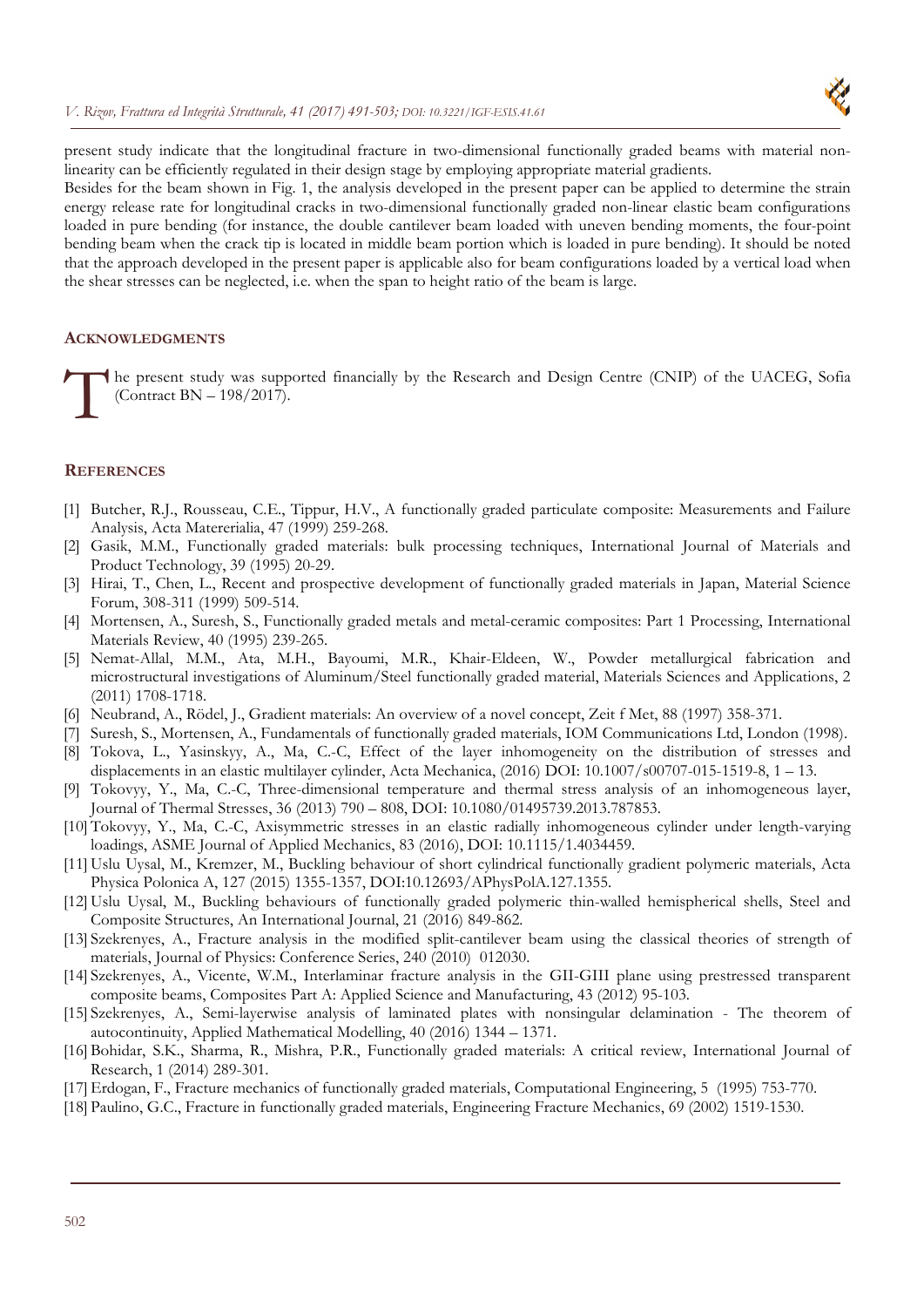present study indicate that the longitudinal fracture in two-dimensional functionally graded beams with material non-linearity can be efficiently regulated in their design stage by employing appropriate material gradients.

Besides for the beam shown in Fig. 1, the analysis developed in the present paper can be applied to determine the strain energy release rate for longitudinal cracks in two-dimensional functionally graded non-linear elastic beam configurations loaded in pure bending (for instance, the double cantilever beam loaded with uneven bending moments, the four-point bending beam when the crack tip is located in middle beam portion which is loaded in pure bending). It should be noted that the approach developed in the present paper is applicable also for beam configurations loaded by a vertical load when the shear stresses can be neglected, i.e. when the span to height ratio of the beam is large.

## ACKNOWLEDGMENTS

The present study was supported financially by the Research and Design Centre (CNIP) of the UACEG, Sofia (Contract BN – 198/2017).

## REFERENCES

[1] Butcher, R.J., Rousseau, C.E., Tippur, H.V., A functionally graded particulate composite: Measurements and Failure Analysis, Acta Matererialia, 47 (1999) 259-268.

[2] Gasik, M.M., Functionally graded materials: bulk processing techniques, International Journal of Materials and Product Technology, 39 (1995) 20-29.

[3] Hirai, T., Chen, L., Recent and prospective development of functionally graded materials in Japan, Material Science Forum, 308-311 (1999) 509-514.

[4] Mortensen, A., Suresh, S., Functionally graded metals and metal-ceramic composites: Part 1 Processing, International Materials Review, 40 (1995) 239-265.

[5] Nemat-Allal, M.M., Ata, M.H., Bayoumi, M.R., Khair-Eldeen, W., Powder metallurgical fabrication and microstructural investigations of Aluminum/Steel functionally graded material, Materials Sciences and Applications, 2 (2011) 1708-1718.

[6] Neubrand, A., Rödel, J., Gradient materials: An overview of a novel concept, Zeit f Met, 88 (1997) 358-371.

[7] Suresh, S., Mortensen, A., Fundamentals of functionally graded materials, IOM Communications Ltd, London (1998).

[8] Tokova, L., Yasinskyy, A., Ma, C.-C, Effect of the layer inhomogeneity on the distribution of stresses and displacements in an elastic multilayer cylinder, Acta Mechanica, (2016) DOI: 10.1007/s00707-015-1519-8, 1 – 13.

[9] Tokovyy, Y., Ma, C.-C, Three-dimensional temperature and thermal stress analysis of an inhomogeneous layer, Journal of Thermal Stresses, 36 (2013) 790 – 808, DOI: 10.1080/01495739.2013.787853.

[10] Tokovyy, Y., Ma, C.-C, Axisymmetric stresses in an elastic radially inhomogeneous cylinder under length-varying loadings, ASME Journal of Applied Mechanics, 83 (2016), DOI: 10.1115/1.4034459.

[11] Uslu Uysal, M., Kremzer, M., Buckling behaviour of short cylindrical functionally gradient polymeric materials, Acta Physica Polonica A, 127 (2015) 1355-1357, DOI:10.12693/APhysPolA.127.1355.

[12] Uslu Uysal, M., Buckling behaviours of functionally graded polymeric thin-walled hemispherical shells, Steel and Composite Structures, An International Journal, 21 (2016) 849-862.

[13] Szekrenyes, A., Fracture analysis in the modified split-cantilever beam using the classical theories of strength of materials, Journal of Physics: Conference Series, 240 (2010) 012030.

[14] Szekrenyes, A., Vicente, W.M., Interlaminar fracture analysis in the GII-GIII plane using prestressed transparent composite beams, Composites Part A: Applied Science and Manufacturing, 43 (2012) 95-103.

[15] Szekrenyes, A., Semi-layerwise analysis of laminated plates with nonsingular delamination - The theorem of autocontinuity, Applied Mathematical Modelling, 40 (2016) 1344 – 1371.

[16] Bohidar, S.K., Sharma, R., Mishra, P.R., Functionally graded materials: A critical review, International Journal of Research, 1 (2014) 289-301.

[17] Erdogan, F., Fracture mechanics of functionally graded materials, Computational Engineering, 5 (1995) 753-770.

[18] Paulino, G.C., Fracture in functionally graded materials, Engineering Fracture Mechanics, 69 (2002) 1519-1530.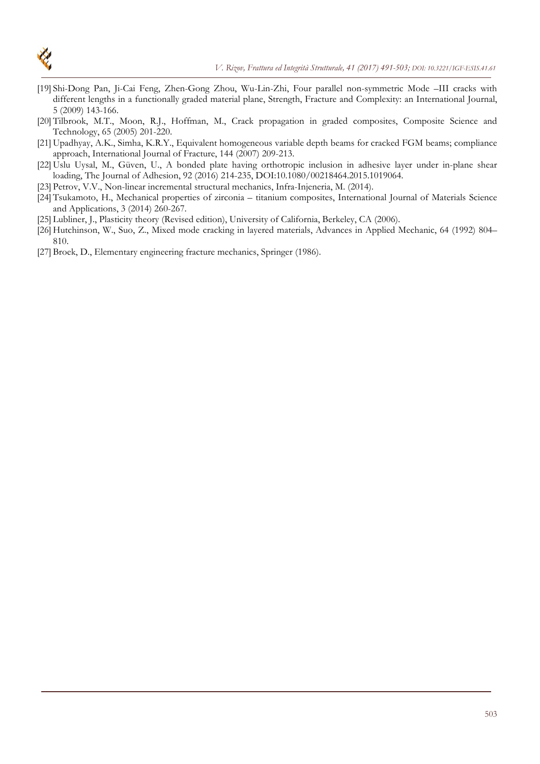[19] Shi-Dong Pan, Ji-Cai Feng, Zhen-Gong Zhou, Wu-Lin-Zhi, Four parallel non-symmetric Mode –III cracks with different lengths in a functionally graded material plane, Strength, Fracture and Complexity: an International Journal, 5 (2009) 143-166.

[20] Tilbrook, M.T., Moon, R.J., Hoffman, M., Crack propagation in graded composites, Composite Science and Technology, 65 (2005) 201-220.

[21] Upadhyay, A.K., Simha, K.R.Y., Equivalent homogeneous variable depth beams for cracked FGM beams; compliance approach, International Journal of Fracture, 144 (2007) 209-213.

[22] Uslu Uysal, M., Güven, U., A bonded plate having orthotropic inclusion in adhesive layer under in-plane shear loading, The Journal of Adhesion, 92 (2016) 214-235, DOI:10.1080/00218464.2015.1019064.

[23] Petrov, V.V., Non-linear incremental structural mechanics, Infra-Injeneria, M. (2014).

[24] Tsukamoto, H., Mechanical properties of zirconia – titanium composites, International Journal of Materials Science and Applications, 3 (2014) 260-267.

[25] Lubliner, J., Plasticity theory (Revised edition), University of California, Berkeley, CA (2006).

[26] Hutchinson, W., Suo, Z., Mixed mode cracking in layered materials, Advances in Applied Mechanic, 64 (1992) 804–810.

[27] Broek, D., Elementary engineering fracture mechanics, Springer (1986).